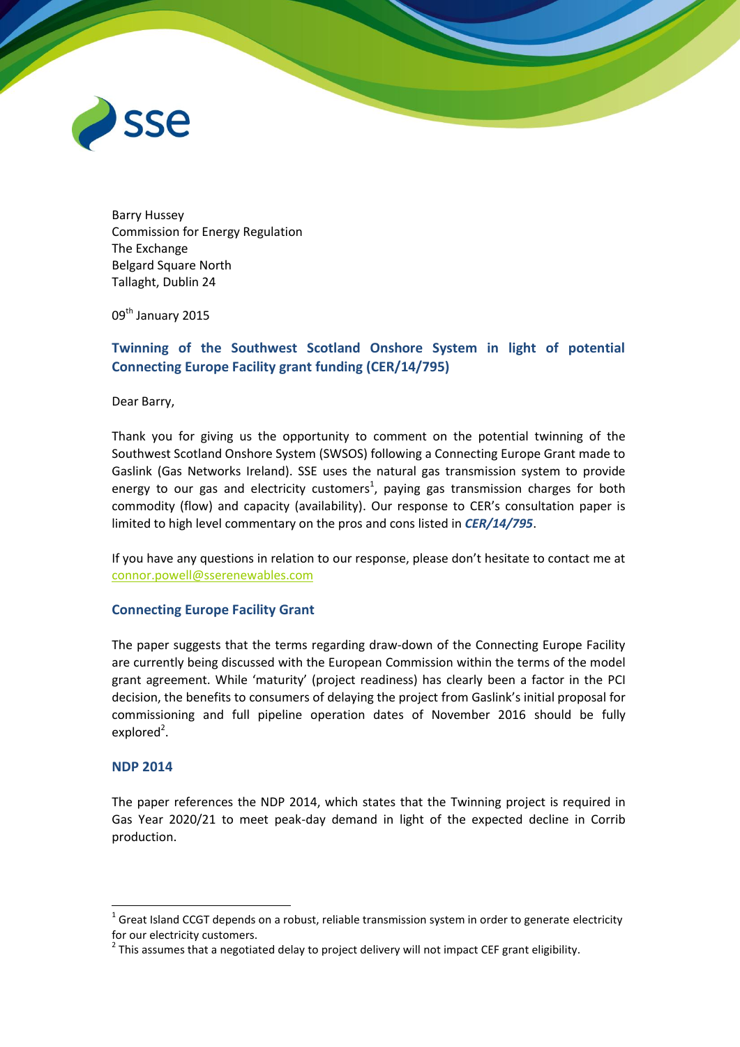Barry Hussey
Commission for Energy Regulation
The Exchange
Belgard Square North
Tallaght, Dublin 24

09th January 2015

## Twinning of the Southwest Scotland Onshore System in light of potential Connecting Europe Facility grant funding (CER/14/795)

Dear Barry,

Thank you for giving us the opportunity to comment on the potential twinning of the Southwest Scotland Onshore System (SWSOS) following a Connecting Europe Grant made to Gaslink (Gas Networks Ireland). SSE uses the natural gas transmission system to provide energy to our gas and electricity customers[1], paying gas transmission charges for both commodity (flow) and capacity (availability). Our response to CER's consultation paper is limited to high level commentary on the pros and cons listed in ***CER/14/795***.

If you have any questions in relation to our response, please don't hesitate to contact me at connor.powell@sserenewables.com

### Connecting Europe Facility Grant

The paper suggests that the terms regarding draw-down of the Connecting Europe Facility are currently being discussed with the European Commission within the terms of the model grant agreement. While 'maturity' (project readiness) has clearly been a factor in the PCI decision, the benefits to consumers of delaying the project from Gaslink's initial proposal for commissioning and full pipeline operation dates of November 2016 should be fully explored[2].

### NDP 2014

The paper references the NDP 2014, which states that the Twinning project is required in Gas Year 2020/21 to meet peak-day demand in light of the expected decline in Corrib production.

---

[1] Great Island CCGT depends on a robust, reliable transmission system in order to generate electricity for our electricity customers.

[2] This assumes that a negotiated delay to project delivery will not impact CEF grant eligibility.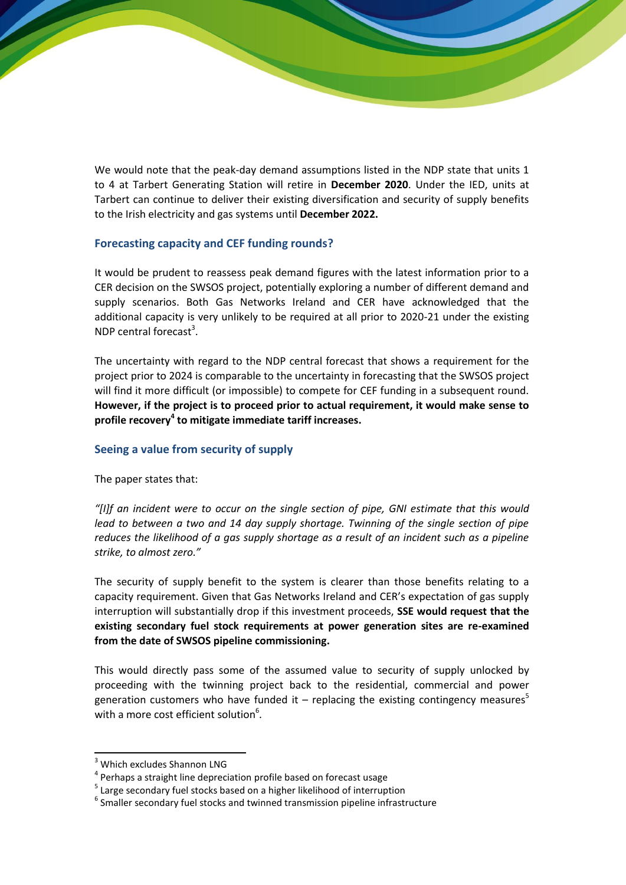We would note that the peak-day demand assumptions listed in the NDP state that units 1 to 4 at Tarbert Generating Station will retire in **December 2020**. Under the IED, units at Tarbert can continue to deliver their existing diversification and security of supply benefits to the Irish electricity and gas systems until **December 2022.**

### Forecasting capacity and CEF funding rounds?

It would be prudent to reassess peak demand figures with the latest information prior to a CER decision on the SWSOS project, potentially exploring a number of different demand and supply scenarios. Both Gas Networks Ireland and CER have acknowledged that the additional capacity is very unlikely to be required at all prior to 2020-21 under the existing NDP central forecast[3].

The uncertainty with regard to the NDP central forecast that shows a requirement for the project prior to 2024 is comparable to the uncertainty in forecasting that the SWSOS project will find it more difficult (or impossible) to compete for CEF funding in a subsequent round. **However, if the project is to proceed prior to actual requirement, it would make sense to profile recovery[4] to mitigate immediate tariff increases.**

### Seeing a value from security of supply

The paper states that:

*"[I]f an incident were to occur on the single section of pipe, GNI estimate that this would lead to between a two and 14 day supply shortage. Twinning of the single section of pipe reduces the likelihood of a gas supply shortage as a result of an incident such as a pipeline strike, to almost zero."*

The security of supply benefit to the system is clearer than those benefits relating to a capacity requirement. Given that Gas Networks Ireland and CER's expectation of gas supply interruption will substantially drop if this investment proceeds, **SSE would request that the existing secondary fuel stock requirements at power generation sites are re-examined from the date of SWSOS pipeline commissioning.**

This would directly pass some of the assumed value to security of supply unlocked by proceeding with the twinning project back to the residential, commercial and power generation customers who have funded it – replacing the existing contingency measures[5] with a more cost efficient solution[6].

---

[3] Which excludes Shannon LNG

[4] Perhaps a straight line depreciation profile based on forecast usage

[5] Large secondary fuel stocks based on a higher likelihood of interruption

[6] Smaller secondary fuel stocks and twinned transmission pipeline infrastructure